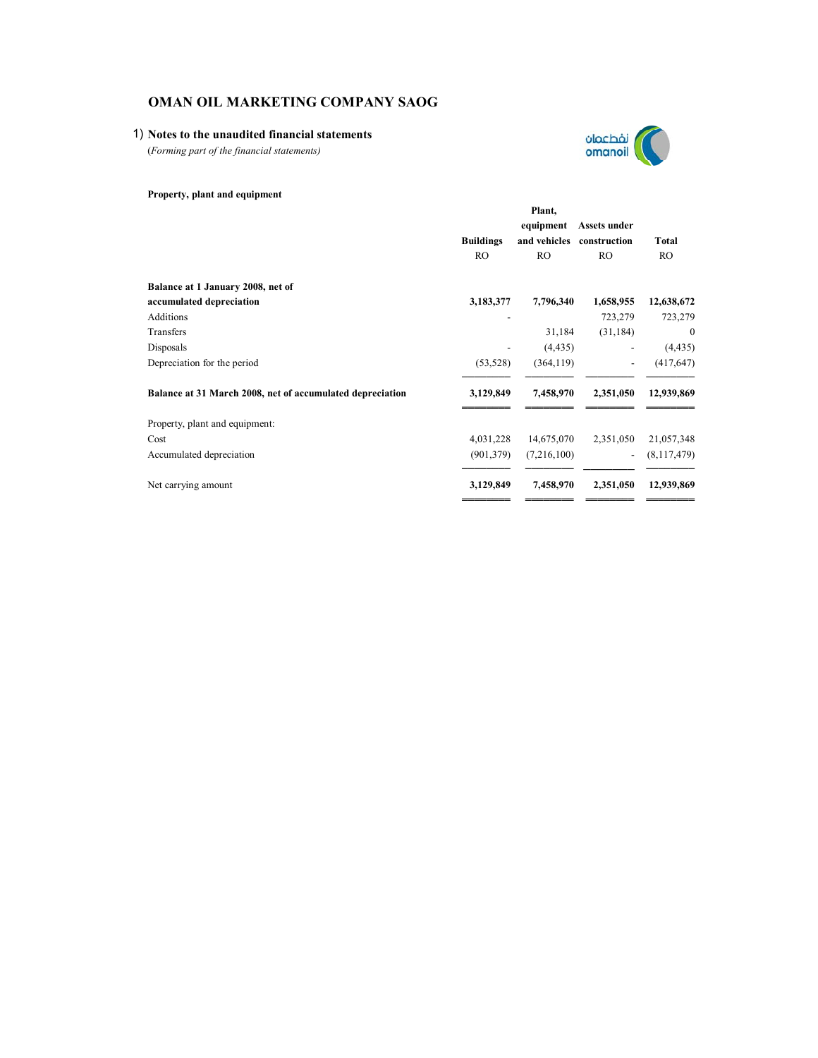# OMAN OIL MARKETING COMPANY SAOG

## 1) Notes to the unaudited financial statements

*(Forming part of the financial statements)*

**Property, plant and equipment**

| | Buildings RO | Plant, equipment and vehicles RO | Assets under construction RO | Total RO |
|---|---|---|---|---|
| **Balance at 1 January 2008, net of accumulated depreciation** | **3,183,377** | **7,796,340** | **1,658,955** | **12,638,672** |
| Additions | - | | 723,279 | 723,279 |
| Transfers | | 31,184 | (31,184) | 0 |
| Disposals | - | (4,435) | - | (4,435) |
| Depreciation for the period | (53,528) | (364,119) | - | (417,647) |
| **Balance at 31 March 2008, net of accumulated depreciation** | **3,129,849** | **7,458,970** | **2,351,050** | **12,939,869** |
| Property, plant and equipment: | | | | |
| Cost | 4,031,228 | 14,675,070 | 2,351,050 | 21,057,348 |
| Accumulated depreciation | (901,379) | (7,216,100) | - | (8,117,479) |
| Net carrying amount | **3,129,849** | **7,458,970** | **2,351,050** | **12,939,869** |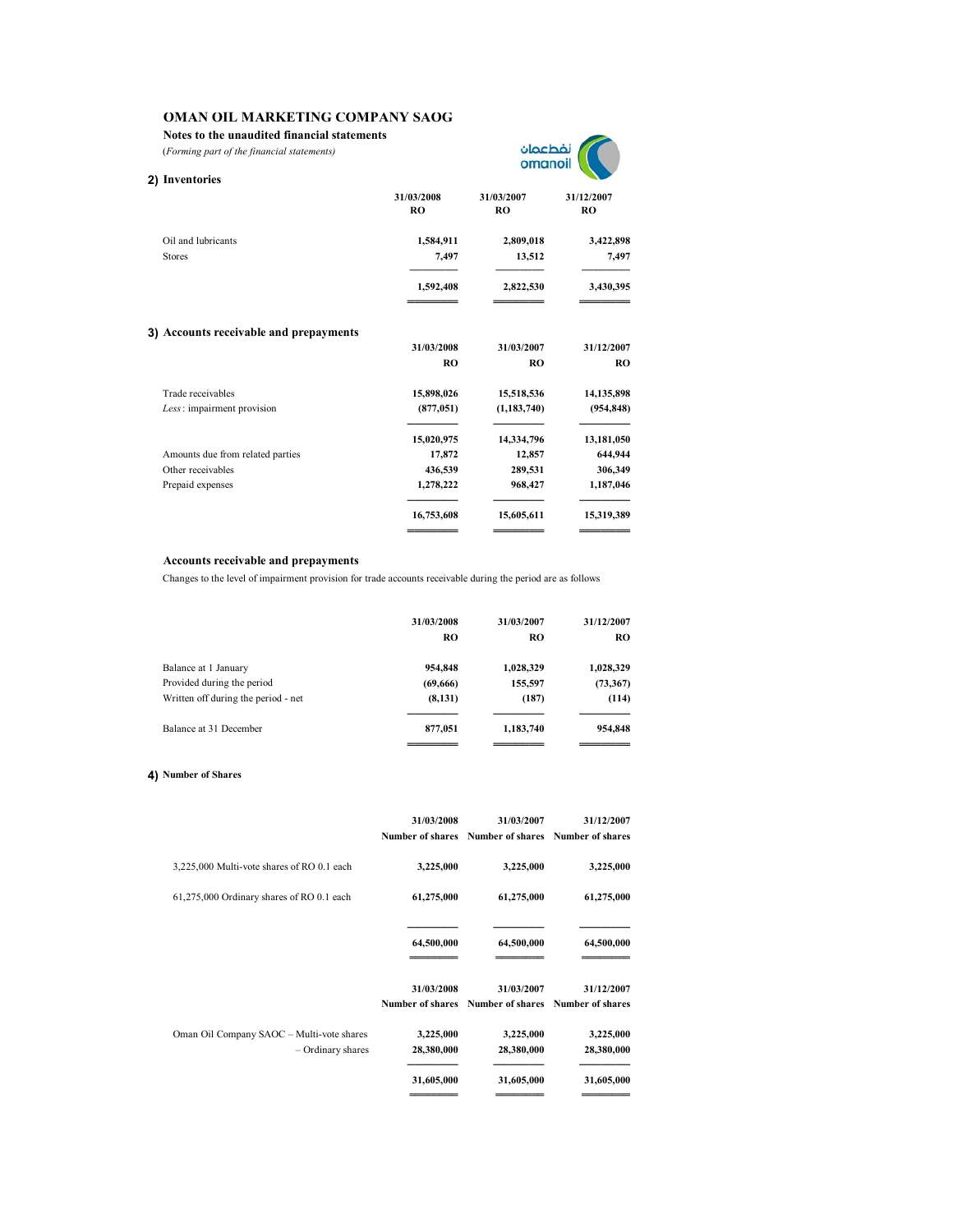# OMAN OIL MARKETING COMPANY SAOG

**Notes to the unaudited financial statements**

*(Forming part of the financial statements)*

## 2) Inventories

| | 31/03/2008 RO | 31/03/2007 RO | 31/12/2007 RO |
|---|---|---|---|
| Oil and lubricants | 1,584,911 | 2,809,018 | 3,422,898 |
| Stores | 7,497 | 13,512 | 7,497 |
| | 1,592,408 | 2,822,530 | 3,430,395 |

## 3) Accounts receivable and prepayments

| | 31/03/2008 RO | 31/03/2007 RO | 31/12/2007 RO |
|---|---|---|---|
| Trade receivables | 15,898,026 | 15,518,536 | 14,135,898 |
| *Less* : impairment provision | (877,051) | (1,183,740) | (954,848) |
| | 15,020,975 | 14,334,796 | 13,181,050 |
| Amounts due from related parties | 17,872 | 12,857 | 644,944 |
| Other receivables | 436,539 | 289,531 | 306,349 |
| Prepaid expenses | 1,278,222 | 968,427 | 1,187,046 |
| | 16,753,608 | 15,605,611 | 15,319,389 |

**Accounts receivable and prepayments**

Changes to the level of impairment provision for trade accounts receivable during the period are as follows

| | 31/03/2008 RO | 31/03/2007 RO | 31/12/2007 RO |
|---|---|---|---|
| Balance at 1 January | 954,848 | 1,028,329 | 1,028,329 |
| Provided during the period | (69,666) | 155,597 | (73,367) |
| Written off during the period - net | (8,131) | (187) | (114) |
| Balance at 31 December | 877,051 | 1,183,740 | 954,848 |

## 4) Number of Shares

| | 31/03/2008 Number of shares | 31/03/2007 Number of shares | 31/12/2007 Number of shares |
|---|---|---|---|
| 3,225,000 Multi-vote shares of RO 0.1 each | 3,225,000 | 3,225,000 | 3,225,000 |
| 61,275,000 Ordinary shares of RO 0.1 each | 61,275,000 | 61,275,000 | 61,275,000 |
| | 64,500,000 | 64,500,000 | 64,500,000 |

| | 31/03/2008 Number of shares | 31/03/2007 Number of shares | 31/12/2007 Number of shares |
|---|---|---|---|
| Oman Oil Company SAOC – Multi-vote shares | 3,225,000 | 3,225,000 | 3,225,000 |
| – Ordinary shares | 28,380,000 | 28,380,000 | 28,380,000 |
| | 31,605,000 | 31,605,000 | 31,605,000 |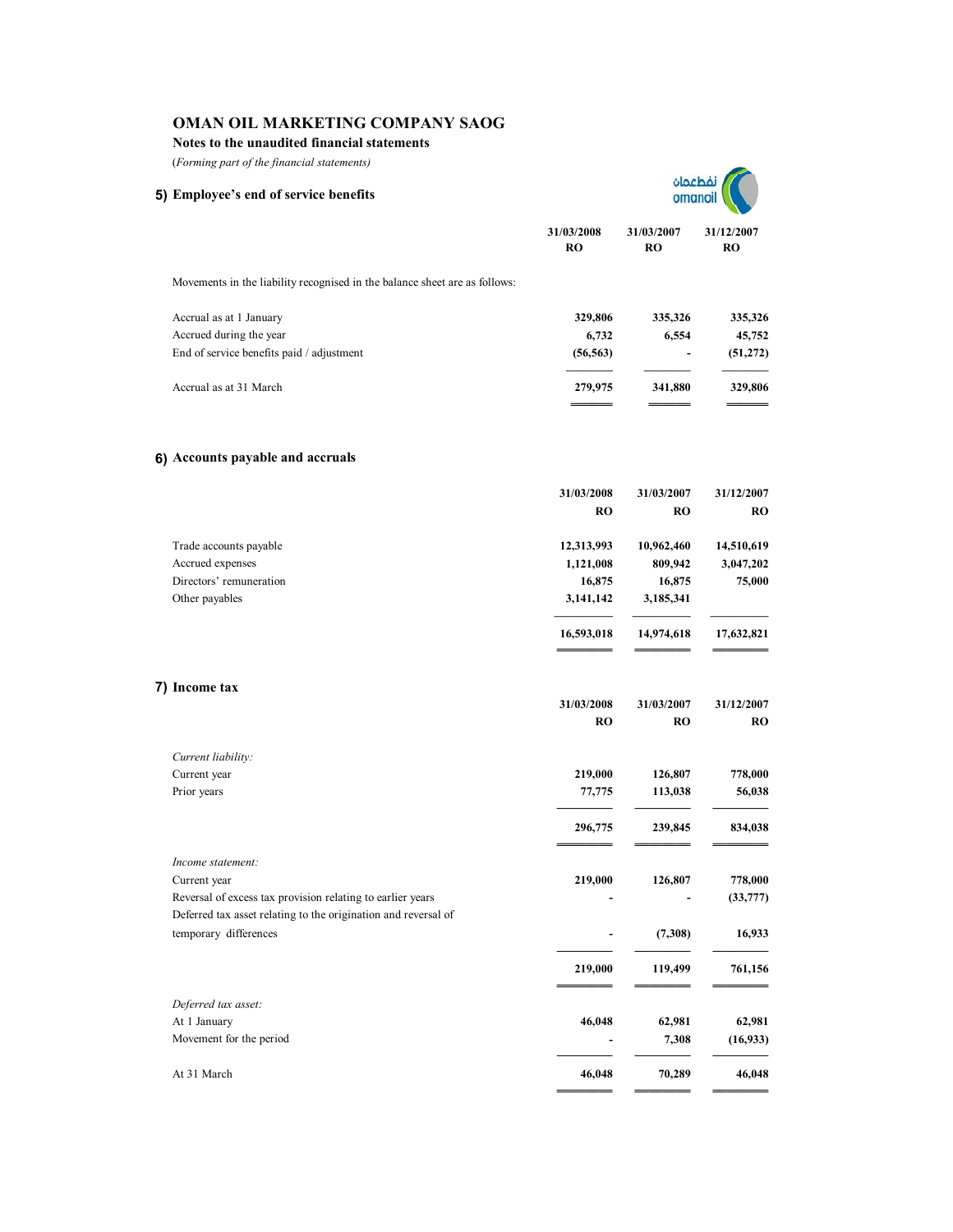# OMAN OIL MARKETING COMPANY SAOG

**Notes to the unaudited financial statements**

(*Forming part of the financial statements*)

## 5) Employee's end of service benefits

| | 31/03/2008 RO | 31/03/2007 RO | 31/12/2007 RO |
|---|---|---|---|
| Movements in the liability recognised in the balance sheet are as follows: | | | |
| Accrual as at 1 January | 329,806 | 335,326 | 335,326 |
| Accrued during the year | 6,732 | 6,554 | 45,752 |
| End of service benefits paid / adjustment | (56,563) | - | (51,272) |
| Accrual as at 31 March | 279,975 | 341,880 | 329,806 |

## 6) Accounts payable and accruals

| | 31/03/2008 RO | 31/03/2007 RO | 31/12/2007 RO |
|---|---|---|---|
| Trade accounts payable | 12,313,993 | 10,962,460 | 14,510,619 |
| Accrued expenses | 1,121,008 | 809,942 | 3,047,202 |
| Directors' remuneration | 16,875 | 16,875 | 75,000 |
| Other payables | 3,141,142 | 3,185,341 | |
| | 16,593,018 | 14,974,618 | 17,632,821 |

## 7) Income tax

| | 31/03/2008 RO | 31/03/2007 RO | 31/12/2007 RO |
|---|---|---|---|
| *Current liability:* | | | |
| Current year | 219,000 | 126,807 | 778,000 |
| Prior years | 77,775 | 113,038 | 56,038 |
| | 296,775 | 239,845 | 834,038 |
| *Income statement:* | | | |
| Current year | 219,000 | 126,807 | 778,000 |
| Reversal of excess tax provision relating to earlier years | - | - | (33,777) |
| Deferred tax asset relating to the origination and reversal of temporary differences | - | (7,308) | 16,933 |
| | 219,000 | 119,499 | 761,156 |
| *Deferred tax asset:* | | | |
| At 1 January | 46,048 | 62,981 | 62,981 |
| Movement for the period | - | 7,308 | (16,933) |
| At 31 March | 46,048 | 70,289 | 46,048 |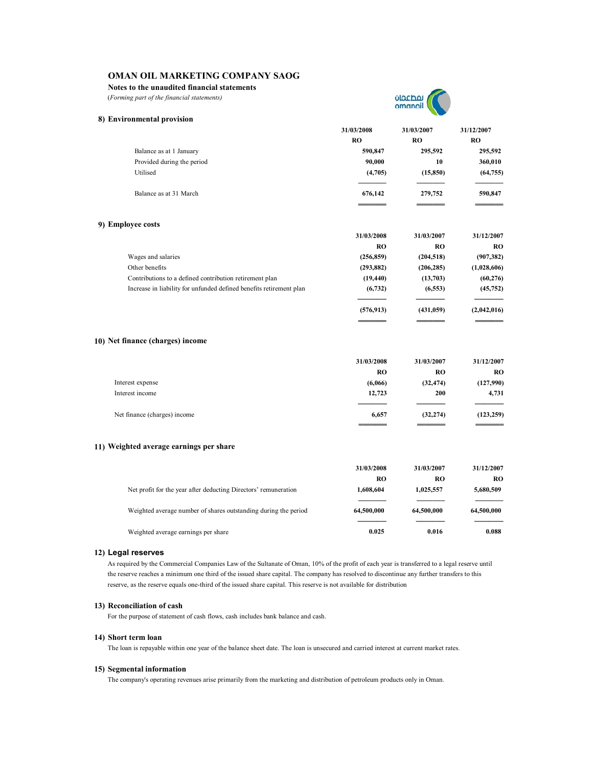# OMAN OIL MARKETING COMPANY SAOG

**Notes to the unaudited financial statements**

(*Forming part of the financial statements*)

## 8) Environmental provision

| | 31/03/2008 | 31/03/2007 | 31/12/2007 |
|---|---|---|---|
| | RO | RO | RO |
| Balance as at 1 January | 590,847 | 295,592 | 295,592 |
| Provided during the period | 90,000 | 10 | 360,010 |
| Utilised | (4,705) | (15,850) | (64,755) |
| Balance as at 31 March | 676,142 | 279,752 | 590,847 |

## 9) Employee costs

| | 31/03/2008 | 31/03/2007 | 31/12/2007 |
|---|---|---|---|
| | RO | RO | RO |
| Wages and salaries | (256,859) | (204,518) | (907,382) |
| Other benefits | (293,882) | (206,285) | (1,028,606) |
| Contributions to a defined contribution retirement plan | (19,440) | (13,703) | (60,276) |
| Increase in liability for unfunded defined benefits retirement plan | (6,732) | (6,553) | (45,752) |
| | (576,913) | (431,059) | (2,042,016) |

## 10) Net finance (charges) income

| | 31/03/2008 | 31/03/2007 | 31/12/2007 |
|---|---|---|---|
| | RO | RO | RO |
| Interest expense | (6,066) | (32,474) | (127,990) |
| Interest income | 12,723 | 200 | 4,731 |
| Net finance (charges) income | 6,657 | (32,274) | (123,259) |

## 11) Weighted average earnings per share

| | 31/03/2008 | 31/03/2007 | 31/12/2007 |
|---|---|---|---|
| | RO | RO | RO |
| Net profit for the year after deducting Directors' remuneration | 1,608,604 | 1,025,557 | 5,680,509 |
| Weighted average number of shares outstanding during the period | 64,500,000 | 64,500,000 | 64,500,000 |
| Weighted average earnings per share | 0.025 | 0.016 | 0.088 |

## 12) Legal reserves

As required by the Commercial Companies Law of the Sultanate of Oman, 10% of the profit of each year is transferred to a legal reserve until the reserve reaches a minimum one third of the issued share capital. The company has resolved to discontinue any further transfers to this reserve, as the reserve equals one-third of the issued share capital. This reserve is not available for distribution

## 13) Reconciliation of cash

For the purpose of statement of cash flows, cash includes bank balance and cash.

## 14) Short term loan

The loan is repayable within one year of the balance sheet date. The loan is unsecured and carried interest at current market rates.

## 15) Segmental information

The company's operating revenues arise primarily from the marketing and distribution of petroleum products only in Oman.